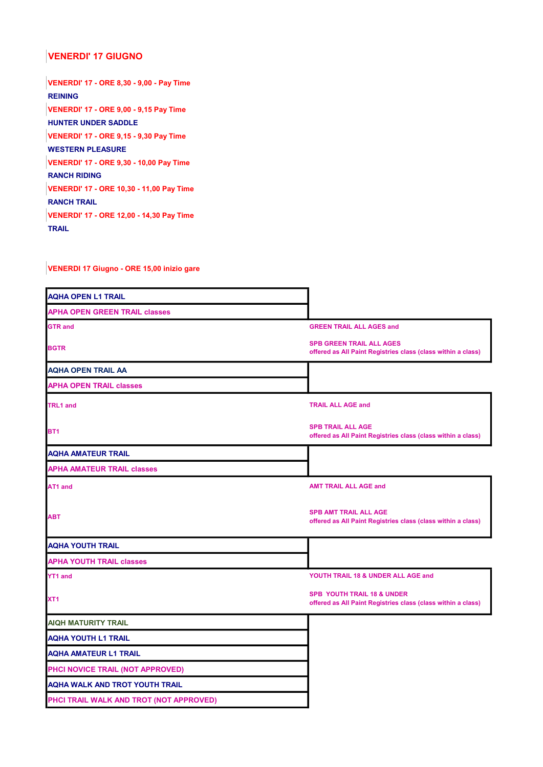## VENERDI' 17 GIUGNO

**VENERDI' 17 - ORE 8,30 - 9,00 - Pay Time**

**REINING**

**VENERDI' 17 - ORE 9,00 - 9,15 Pay Time**

**HUNTER UNDER SADDLE**

**VENERDI' 17 - ORE 9,15 - 9,30 Pay Time**

**WESTERN PLEASURE**

**VENERDI' 17 - ORE 9,30 - 10,00 Pay Time**

**RANCH RIDING**

**VENERDI' 17 - ORE 10,30 - 11,00 Pay Time**

**RANCH TRAIL**

**VENERDI' 17 - ORE 12,00 - 14,30 Pay Time**

**TRAIL**

**VENERDI 17 Giugno - ORE 15,00 inizio gare**

| | |
|---|---|
| AQHA OPEN L1 TRAIL | |
| APHA OPEN GREEN TRAIL classes | |
| GTR and | GREEN TRAIL ALL AGES and |
| BGTR | SPB GREEN TRAIL ALL AGES offered as All Paint Registries class (class within a class) |
| AQHA OPEN TRAIL AA | |
| APHA OPEN TRAIL classes | |
| TRL1 and | TRAIL ALL AGE and |
| BT1 | SPB TRAIL ALL AGE offered as All Paint Registries class (class within a class) |
| AQHA AMATEUR TRAIL | |
| APHA AMATEUR TRAIL classes | |
| AT1 and | AMT TRAIL ALL AGE and |
| ABT | SPB AMT TRAIL ALL AGE offered as All Paint Registries class (class within a class) |
| AQHA YOUTH TRAIL | |
| APHA YOUTH TRAIL classes | |
| YT1 and | YOUTH TRAIL 18 & UNDER ALL AGE and |
| XT1 | SPB YOUTH TRAIL 18 & UNDER offered as All Paint Registries class (class within a class) |
| AIQH MATURITY TRAIL | |
| AQHA YOUTH L1 TRAIL | |
| AQHA AMATEUR L1 TRAIL | |
| PHCI NOVICE TRAIL (NOT APPROVED) | |
| AQHA WALK AND TROT YOUTH TRAIL | |
| PHCI TRAIL WALK AND TROT (NOT APPROVED) | |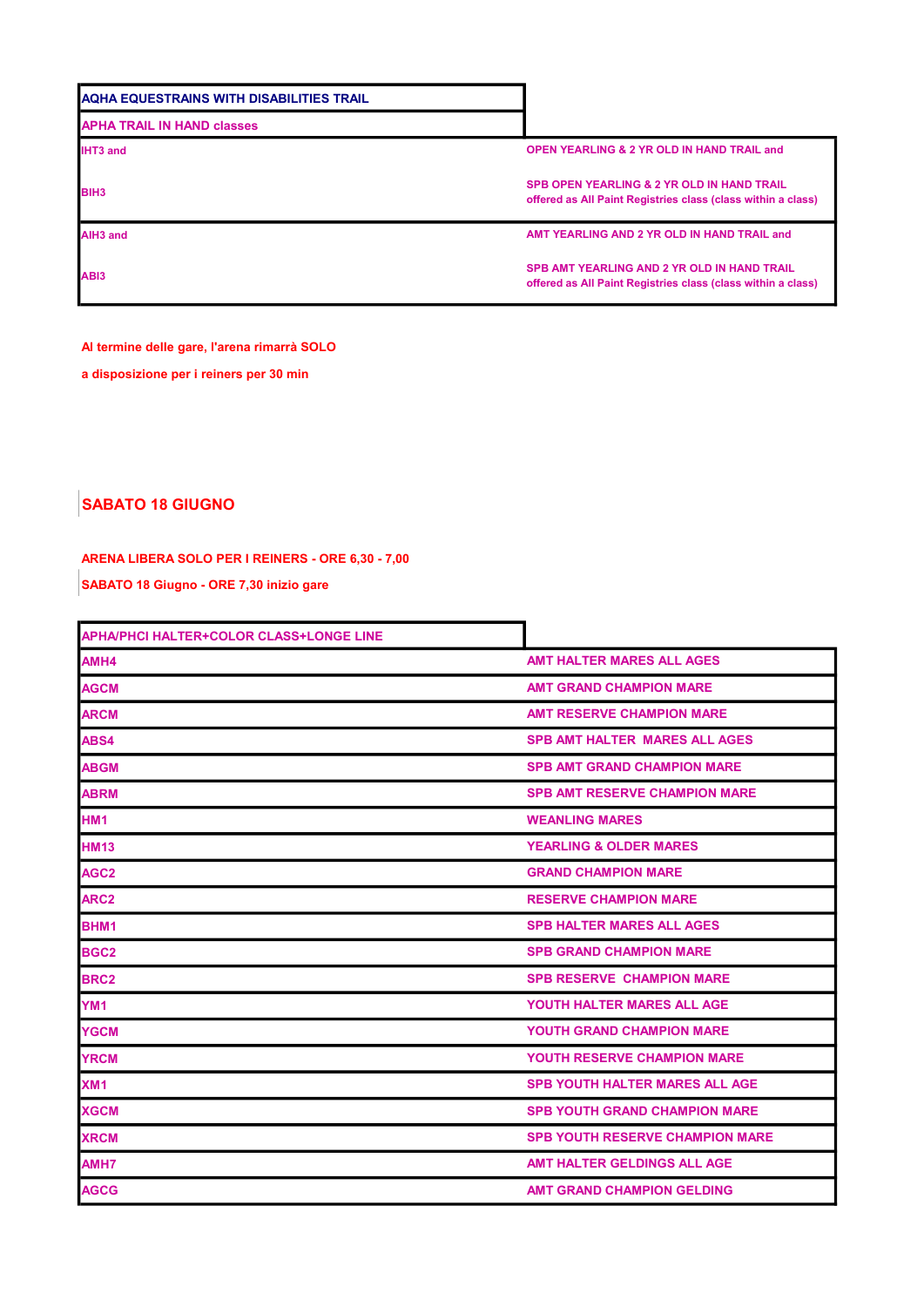| AQHA EQUESTRAINS WITH DISABILITIES TRAIL | |
|---|---|
| APHA TRAIL IN HAND classes | |
| IHT3 and | OPEN YEARLING & 2 YR OLD IN HAND TRAIL and |
| BIH3 | SPB OPEN YEARLING & 2 YR OLD IN HAND TRAIL offered as All Paint Registries class (class within a class) |
| AIH3 and | AMT YEARLING AND 2 YR OLD IN HAND TRAIL and |
| ABI3 | SPB AMT YEARLING AND 2 YR OLD IN HAND TRAIL offered as All Paint Registries class (class within a class) |

**Al termine delle gare, l'arena rimarrà SOLO**

**a disposizione per i reiners per 30 min**

## SABATO 18 GIUGNO

**ARENA LIBERA SOLO PER I REINERS - ORE 6,30 - 7,00**

**SABATO 18 Giugno - ORE 7,30 inizio gare**

| APHA/PHCI HALTER+COLOR CLASS+LONGE LINE | |
|---|---|
| AMH4 | AMT HALTER MARES ALL AGES |
| AGCM | AMT GRAND CHAMPION MARE |
| ARCM | AMT RESERVE CHAMPION MARE |
| ABS4 | SPB AMT HALTER MARES ALL AGES |
| ABGM | SPB AMT GRAND CHAMPION MARE |
| ABRM | SPB AMT RESERVE CHAMPION MARE |
| HM1 | WEANLING MARES |
| HM13 | YEARLING & OLDER MARES |
| AGC2 | GRAND CHAMPION MARE |
| ARC2 | RESERVE CHAMPION MARE |
| BHM1 | SPB HALTER MARES ALL AGES |
| BGC2 | SPB GRAND CHAMPION MARE |
| BRC2 | SPB RESERVE CHAMPION MARE |
| YM1 | YOUTH HALTER MARES ALL AGE |
| YGCM | YOUTH GRAND CHAMPION MARE |
| YRCM | YOUTH RESERVE CHAMPION MARE |
| XM1 | SPB YOUTH HALTER MARES ALL AGE |
| XGCM | SPB YOUTH GRAND CHAMPION MARE |
| XRCM | SPB YOUTH RESERVE CHAMPION MARE |
| AMH7 | AMT HALTER GELDINGS ALL AGE |
| AGCG | AMT GRAND CHAMPION GELDING |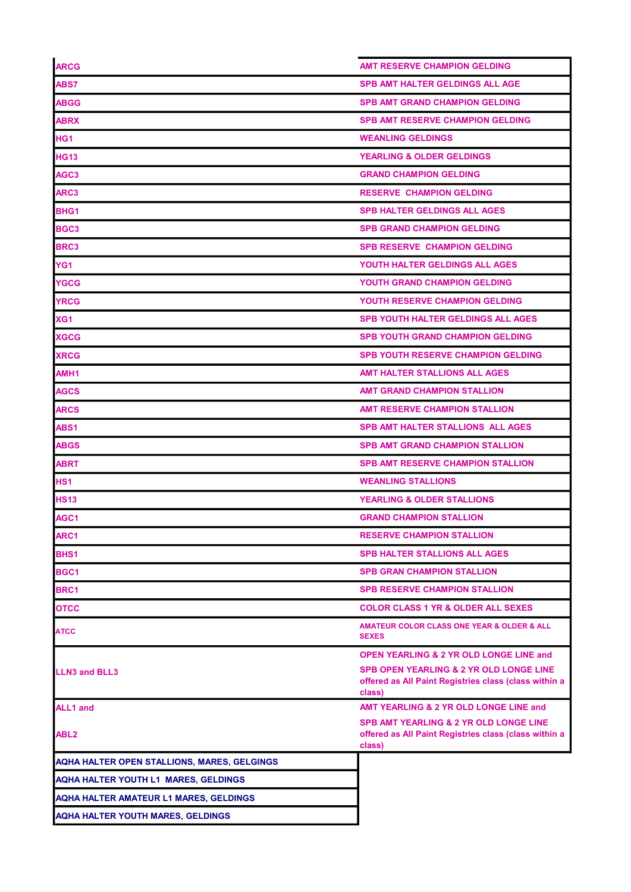| ARCG | AMT RESERVE CHAMPION GELDING |
|---|---|
| ABS7 | SPB AMT HALTER GELDINGS ALL AGE |
| ABGG | SPB AMT GRAND CHAMPION GELDING |
| ABRX | SPB AMT RESERVE CHAMPION GELDING |
| HG1 | WEANLING GELDINGS |
| HG13 | YEARLING & OLDER GELDINGS |
| AGC3 | GRAND CHAMPION GELDING |
| ARC3 | RESERVE CHAMPION GELDING |
| BHG1 | SPB HALTER GELDINGS ALL AGES |
| BGC3 | SPB GRAND CHAMPION GELDING |
| BRC3 | SPB RESERVE CHAMPION GELDING |
| YG1 | YOUTH HALTER GELDINGS ALL AGES |
| YGCG | YOUTH GRAND CHAMPION GELDING |
| YRCG | YOUTH RESERVE CHAMPION GELDING |
| XG1 | SPB YOUTH HALTER GELDINGS ALL AGES |
| XGCG | SPB YOUTH GRAND CHAMPION GELDING |
| XRCG | SPB YOUTH RESERVE CHAMPION GELDING |
| AMH1 | AMT HALTER STALLIONS ALL AGES |
| AGCS | AMT GRAND CHAMPION STALLION |
| ARCS | AMT RESERVE CHAMPION STALLION |
| ABS1 | SPB AMT HALTER STALLIONS ALL AGES |
| ABGS | SPB AMT GRAND CHAMPION STALLION |
| ABRT | SPB AMT RESERVE CHAMPION STALLION |
| HS1 | WEANLING STALLIONS |
| HS13 | YEARLING & OLDER STALLIONS |
| AGC1 | GRAND CHAMPION STALLION |
| ARC1 | RESERVE CHAMPION STALLION |
| BHS1 | SPB HALTER STALLIONS ALL AGES |
| BGC1 | SPB GRAN CHAMPION STALLION |
| BRC1 | SPB RESERVE CHAMPION STALLION |
| OTCC | COLOR CLASS 1 YR & OLDER ALL SEXES |
| ATCC | AMATEUR COLOR CLASS ONE YEAR & OLDER & ALL SEXES |
| LLN3 and BLL3 | OPEN YEARLING & 2 YR OLD LONGE LINE and SPB OPEN YEARLING & 2 YR OLD LONGE LINE offered as All Paint Registries class (class within a class) |
| ALL1 and ABL2 | AMT YEARLING & 2 YR OLD LONGE LINE and SPB AMT YEARLING & 2 YR OLD LONGE LINE offered as All Paint Registries class (class within a class) |
| AQHA HALTER OPEN STALLIONS, MARES, GELGINGS | |
| AQHA HALTER YOUTH L1 MARES, GELDINGS | |
| AQHA HALTER AMATEUR L1 MARES, GELDINGS | |
| AQHA HALTER YOUTH MARES, GELDINGS | |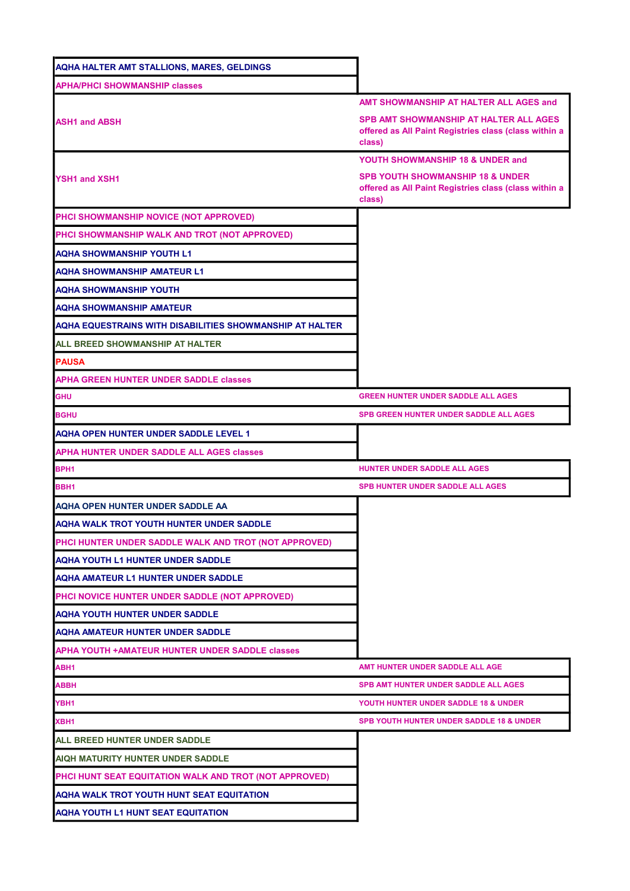| | |
|---|---|
| AQHA HALTER AMT STALLIONS, MARES, GELDINGS | |
| APHA/PHCI SHOWMANSHIP classes | |
| ASH1 and ABSH | AMT SHOWMANSHIP AT HALTER ALL AGES and SPB AMT SHOWMANSHIP AT HALTER ALL AGES offered as All Paint Registries class (class within a class) |
| YSH1 and XSH1 | YOUTH SHOWMANSHIP 18 & UNDER and SPB YOUTH SHOWMANSHIP 18 & UNDER offered as All Paint Registries class (class within a class) |
| PHCI SHOWMANSHIP NOVICE (NOT APPROVED) | |
| PHCI SHOWMANSHIP WALK AND TROT (NOT APPROVED) | |
| AQHA SHOWMANSHIP YOUTH L1 | |
| AQHA SHOWMANSHIP AMATEUR L1 | |
| AQHA SHOWMANSHIP YOUTH | |
| AQHA SHOWMANSHIP AMATEUR | |
| AQHA EQUESTRAINS WITH DISABILITIES SHOWMANSHIP AT HALTER | |
| ALL BREED SHOWMANSHIP AT HALTER | |
| PAUSA | |
| APHA GREEN HUNTER UNDER SADDLE classes | |
| GHU | GREEN HUNTER UNDER SADDLE ALL AGES |
| BGHU | SPB GREEN HUNTER UNDER SADDLE ALL AGES |
| AQHA OPEN HUNTER UNDER SADDLE LEVEL 1 | |
| APHA HUNTER UNDER SADDLE ALL AGES classes | |
| BPH1 | HUNTER UNDER SADDLE ALL AGES |
| BBH1 | SPB HUNTER UNDER SADDLE ALL AGES |
| AQHA OPEN HUNTER UNDER SADDLE AA | |
| AQHA WALK TROT YOUTH HUNTER UNDER SADDLE | |
| PHCI HUNTER UNDER SADDLE WALK AND TROT (NOT APPROVED) | |
| AQHA YOUTH L1 HUNTER UNDER SADDLE | |
| AQHA AMATEUR L1 HUNTER UNDER SADDLE | |
| PHCI NOVICE HUNTER UNDER SADDLE (NOT APPROVED) | |
| AQHA YOUTH HUNTER UNDER SADDLE | |
| AQHA AMATEUR HUNTER UNDER SADDLE | |
| APHA YOUTH +AMATEUR HUNTER UNDER SADDLE classes | |
| ABH1 | AMT HUNTER UNDER SADDLE ALL AGE |
| ABBH | SPB AMT HUNTER UNDER SADDLE ALL AGES |
| YBH1 | YOUTH HUNTER UNDER SADDLE 18 & UNDER |
| XBH1 | SPB YOUTH HUNTER UNDER SADDLE 18 & UNDER |
| ALL BREED HUNTER UNDER SADDLE | |
| AIQH MATURITY HUNTER UNDER SADDLE | |
| PHCI HUNT SEAT EQUITATION WALK AND TROT (NOT APPROVED) | |
| AQHA WALK TROT YOUTH HUNT SEAT EQUITATION | |
| AQHA YOUTH L1 HUNT SEAT EQUITATION | |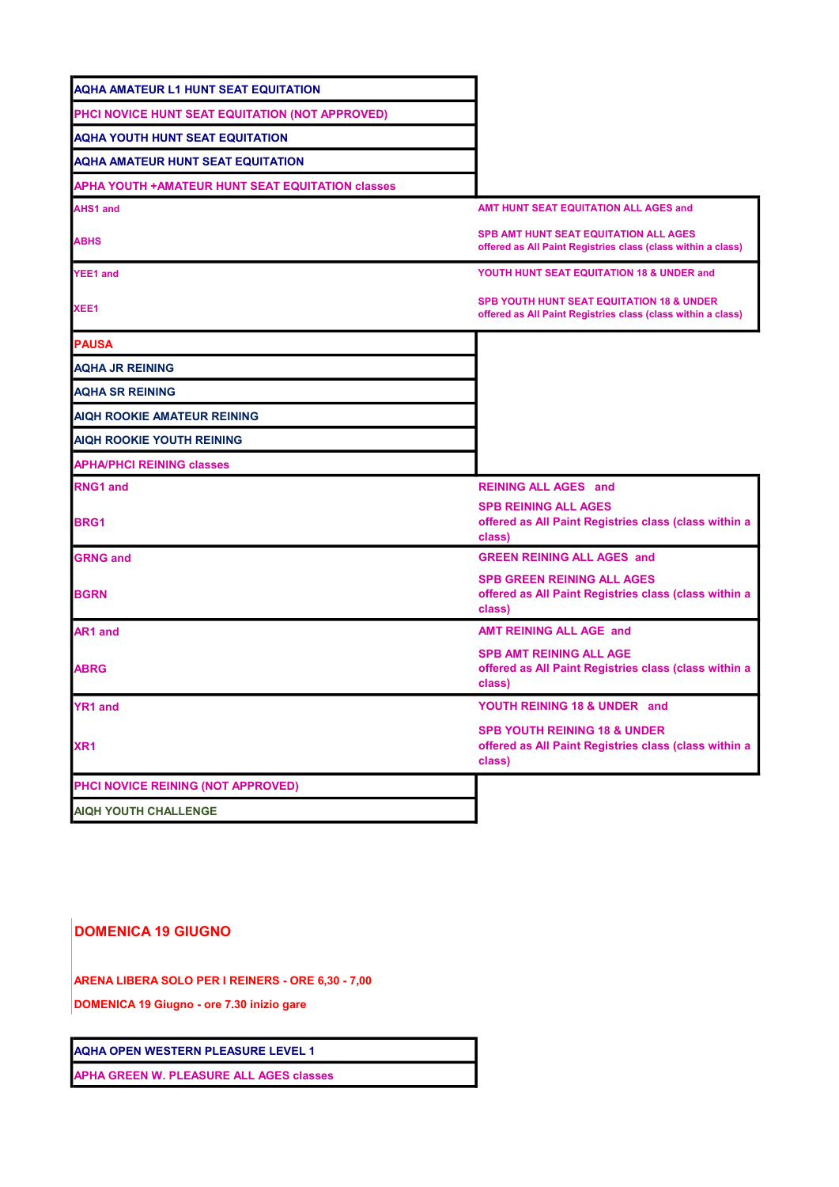| | |
|---|---|
| AQHA AMATEUR L1 HUNT SEAT EQUITATION | |
| PHCI NOVICE HUNT SEAT EQUITATION (NOT APPROVED) | |
| AQHA YOUTH HUNT SEAT EQUITATION | |
| AQHA AMATEUR HUNT SEAT EQUITATION | |
| APHA YOUTH +AMATEUR HUNT SEAT EQUITATION classes | |
| AHS1 and<br>ABHS | AMT HUNT SEAT EQUITATION ALL AGES and<br>SPB AMT HUNT SEAT EQUITATION ALL AGES offered as All Paint Registries class (class within a class) |
| YEE1 and<br>XEE1 | YOUTH HUNT SEAT EQUITATION 18 & UNDER and<br>SPB YOUTH HUNT SEAT EQUITATION 18 & UNDER offered as All Paint Registries class (class within a class) |
| PAUSA | |
| AQHA JR REINING | |
| AQHA SR REINING | |
| AIQH ROOKIE AMATEUR REINING | |
| AIQH ROOKIE YOUTH REINING | |
| APHA/PHCI REINING classes | |
| RNG1 and<br>BRG1 | REINING ALL AGES and<br>SPB REINING ALL AGES offered as All Paint Registries class (class within a class) |
| GRNG and<br>BGRN | GREEN REINING ALL AGES and<br>SPB GREEN REINING ALL AGES offered as All Paint Registries class (class within a class) |
| AR1 and<br>ABRG | AMT REINING ALL AGE and<br>SPB AMT REINING ALL AGE offered as All Paint Registries class (class within a class) |
| YR1 and<br>XR1 | YOUTH REINING 18 & UNDER and<br>SPB YOUTH REINING 18 & UNDER offered as All Paint Registries class (class within a class) |
| PHCI NOVICE REINING (NOT APPROVED) | |
| AIQH YOUTH CHALLENGE | |

## DOMENICA 19 GIUGNO

**ARENA LIBERA SOLO PER I REINERS - ORE 6,30 - 7,00**

**DOMENICA 19 Giugno - ore 7.30 inizio gare**

| |
|---|
| AQHA OPEN WESTERN PLEASURE LEVEL 1 |
| APHA GREEN W. PLEASURE ALL AGES classes |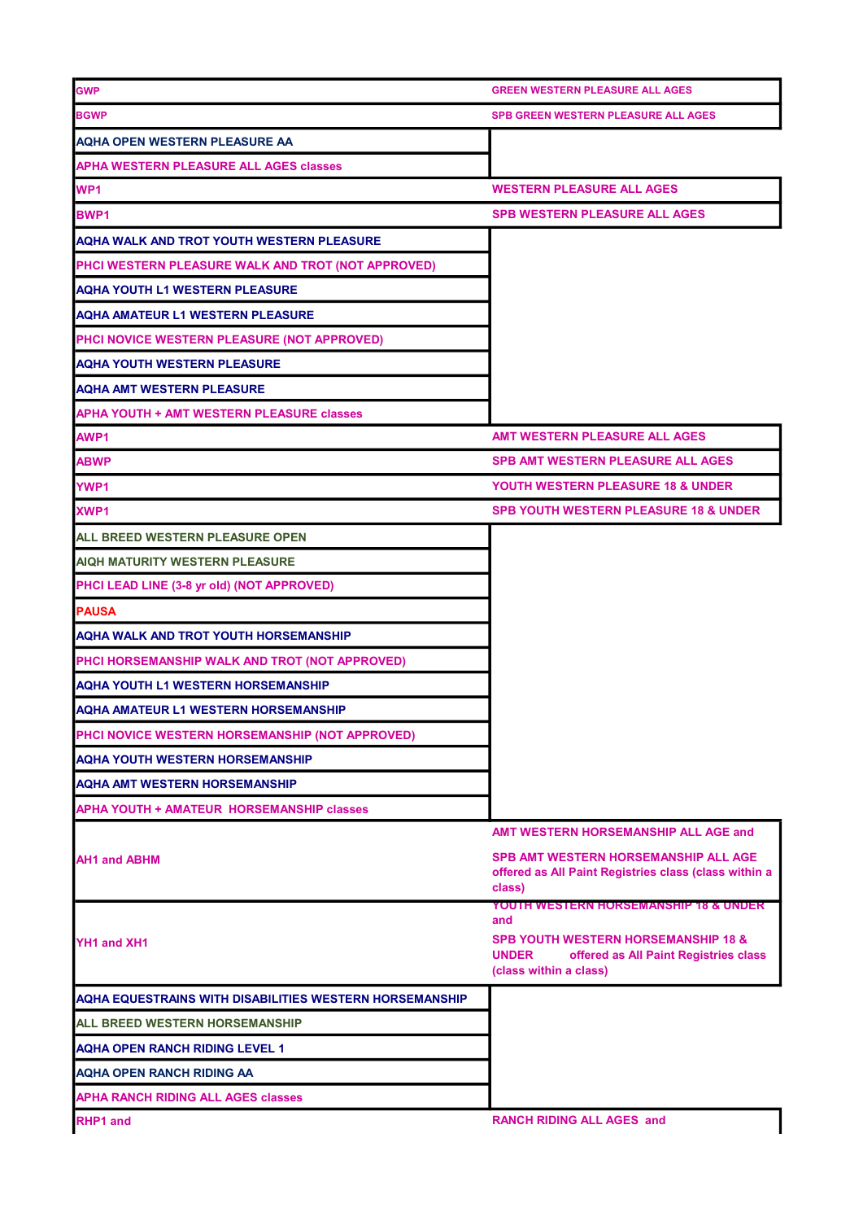| | |
|---|---|
| GWP | GREEN WESTERN PLEASURE ALL AGES |
| BGWP | SPB GREEN WESTERN PLEASURE ALL AGES |
| AQHA OPEN WESTERN PLEASURE AA | |
| APHA WESTERN PLEASURE ALL AGES classes | |
| WP1 | WESTERN PLEASURE ALL AGES |
| BWP1 | SPB WESTERN PLEASURE ALL AGES |
| AQHA WALK AND TROT YOUTH WESTERN PLEASURE | |
| PHCI WESTERN PLEASURE WALK AND TROT (NOT APPROVED) | |
| AQHA YOUTH L1 WESTERN PLEASURE | |
| AQHA AMATEUR L1 WESTERN PLEASURE | |
| PHCI NOVICE WESTERN PLEASURE (NOT APPROVED) | |
| AQHA YOUTH WESTERN PLEASURE | |
| AQHA AMT WESTERN PLEASURE | |
| APHA YOUTH + AMT WESTERN PLEASURE classes | |
| AWP1 | AMT WESTERN PLEASURE ALL AGES |
| ABWP | SPB AMT WESTERN PLEASURE ALL AGES |
| YWP1 | YOUTH WESTERN PLEASURE 18 & UNDER |
| XWP1 | SPB YOUTH WESTERN PLEASURE 18 & UNDER |
| ALL BREED WESTERN PLEASURE OPEN | |
| AIQH MATURITY WESTERN PLEASURE | |
| PHCI LEAD LINE (3-8 yr old) (NOT APPROVED) | |
| PAUSA | |
| AQHA WALK AND TROT YOUTH HORSEMANSHIP | |
| PHCI HORSEMANSHIP WALK AND TROT (NOT APPROVED) | |
| AQHA YOUTH L1 WESTERN HORSEMANSHIP | |
| AQHA AMATEUR L1 WESTERN HORSEMANSHIP | |
| PHCI NOVICE WESTERN HORSEMANSHIP (NOT APPROVED) | |
| AQHA YOUTH WESTERN HORSEMANSHIP | |
| AQHA AMT WESTERN HORSEMANSHIP | |
| APHA YOUTH + AMATEUR HORSEMANSHIP classes | |
| AH1 and ABHM | AMT WESTERN HORSEMANSHIP ALL AGE and<br>SPB AMT WESTERN HORSEMANSHIP ALL AGE offered as All Paint Registries class (class within a class) |
| YH1 and XH1 | YOUTH WESTERN HORSEMANSHIP 18 & UNDER and<br>SPB YOUTH WESTERN HORSEMANSHIP 18 & UNDER offered as All Paint Registries class (class within a class) |
| AQHA EQUESTRAINS WITH DISABILITIES WESTERN HORSEMANSHIP | |
| ALL BREED WESTERN HORSEMANSHIP | |
| AQHA OPEN RANCH RIDING LEVEL 1 | |
| AQHA OPEN RANCH RIDING AA | |
| APHA RANCH RIDING ALL AGES classes | |
| RHP1 and | RANCH RIDING ALL AGES and |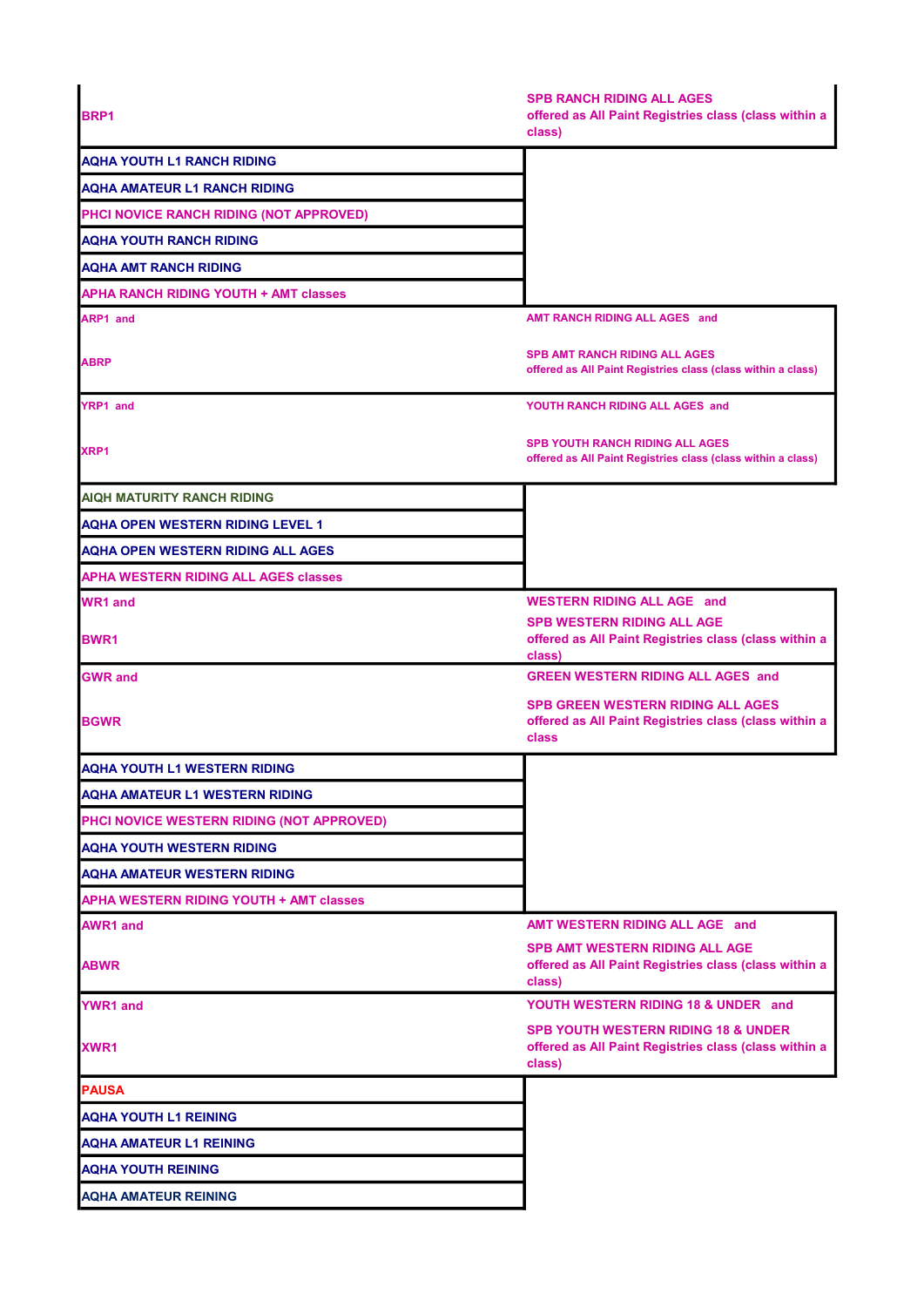| | |
|---|---|
| BRP1 | SPB RANCH RIDING ALL AGES offered as All Paint Registries class (class within a class) |
| AQHA YOUTH L1 RANCH RIDING | |
| AQHA AMATEUR L1 RANCH RIDING | |
| PHCI NOVICE RANCH RIDING (NOT APPROVED) | |
| AQHA YOUTH RANCH RIDING | |
| AQHA AMT RANCH RIDING | |
| APHA RANCH RIDING YOUTH + AMT classes | |
| ARP1 and<br><br>ABRP | AMT RANCH RIDING ALL AGES and<br><br>SPB AMT RANCH RIDING ALL AGES offered as All Paint Registries class (class within a class) |
| YRP1 and<br><br>XRP1 | YOUTH RANCH RIDING ALL AGES and<br><br>SPB YOUTH RANCH RIDING ALL AGES offered as All Paint Registries class (class within a class) |
| AIQH MATURITY RANCH RIDING | |
| AQHA OPEN WESTERN RIDING LEVEL 1 | |
| AQHA OPEN WESTERN RIDING ALL AGES | |
| APHA WESTERN RIDING ALL AGES classes | |
| WR1 and<br><br>BWR1 | WESTERN RIDING ALL AGE and<br><br>SPB WESTERN RIDING ALL AGE offered as All Paint Registries class (class within a class) |
| GWR and<br><br>BGWR | GREEN WESTERN RIDING ALL AGES and<br><br>SPB GREEN WESTERN RIDING ALL AGES offered as All Paint Registries class (class within a class |
| AQHA YOUTH L1 WESTERN RIDING | |
| AQHA AMATEUR L1 WESTERN RIDING | |
| PHCI NOVICE WESTERN RIDING (NOT APPROVED) | |
| AQHA YOUTH WESTERN RIDING | |
| AQHA AMATEUR WESTERN RIDING | |
| APHA WESTERN RIDING YOUTH + AMT classes | |
| AWR1 and<br><br>ABWR | AMT WESTERN RIDING ALL AGE and<br><br>SPB AMT WESTERN RIDING ALL AGE offered as All Paint Registries class (class within a class) |
| YWR1 and<br><br>XWR1 | YOUTH WESTERN RIDING 18 & UNDER and<br><br>SPB YOUTH WESTERN RIDING 18 & UNDER offered as All Paint Registries class (class within a class) |
| PAUSA | |
| AQHA YOUTH L1 REINING | |
| AQHA AMATEUR L1 REINING | |
| AQHA YOUTH REINING | |
| AQHA AMATEUR REINING | |